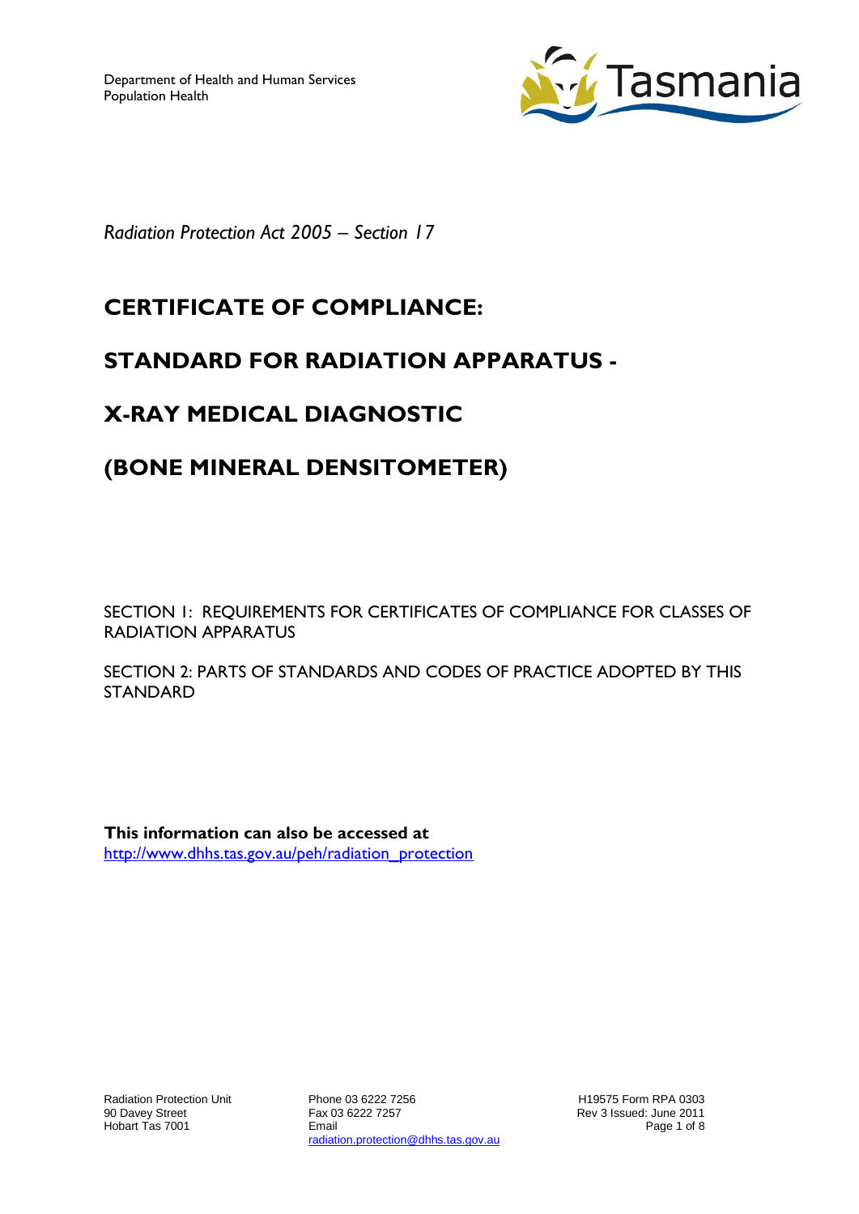Department of Health and Human Services
Population Health

*Radiation Protection Act 2005 – Section 17*

# CERTIFICATE OF COMPLIANCE:

# STANDARD FOR RADIATION APPARATUS -

# X-RAY MEDICAL DIAGNOSTIC

# (BONE MINERAL DENSITOMETER)

SECTION 1: REQUIREMENTS FOR CERTIFICATES OF COMPLIANCE FOR CLASSES OF RADIATION APPARATUS

SECTION 2: PARTS OF STANDARDS AND CODES OF PRACTICE ADOPTED BY THIS STANDARD

**This information can also be accessed at**
http://www.dhhs.tas.gov.au/peh/radiation_protection

Radiation Protection Unit
90 Davey Street
Hobart Tas 7001

Phone 03 6222 7256
Fax 03 6222 7257
Email
radiation.protection@dhhs.tas.gov.au

H19575 Form RPA 0303
Rev 3 Issued: June 2011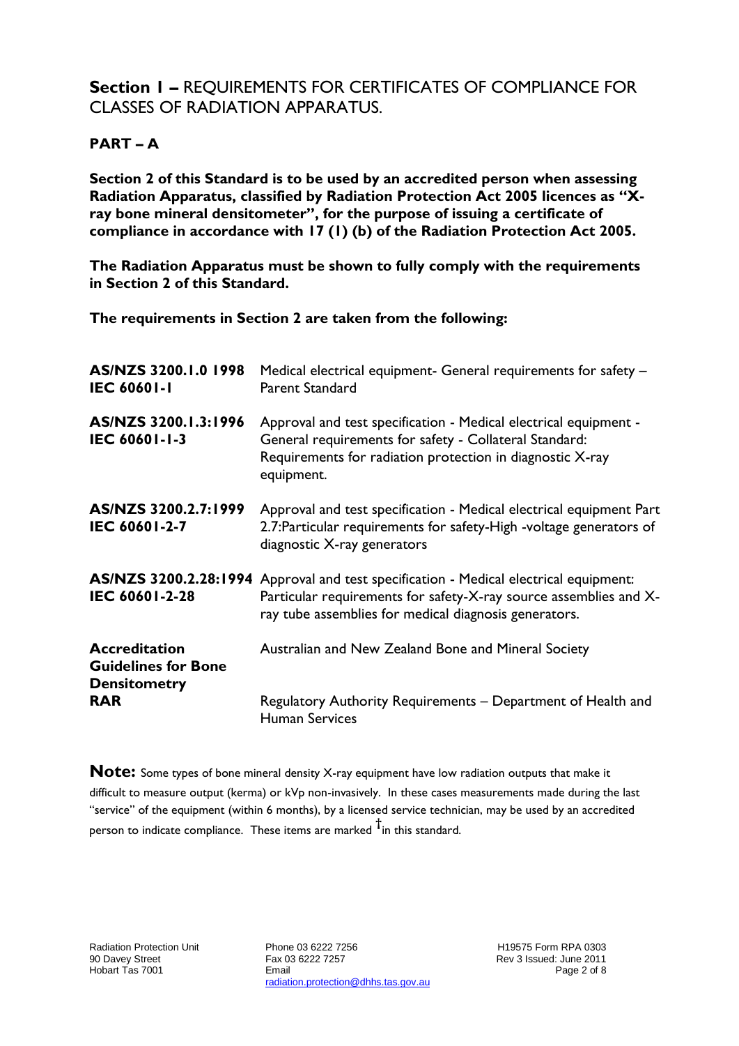## **Section 1 –** REQUIREMENTS FOR CERTIFICATES OF COMPLIANCE FOR CLASSES OF RADIATION APPARATUS.

### PART – A

**Section 2 of this Standard is to be used by an accredited person when assessing Radiation Apparatus, classified by Radiation Protection Act 2005 licences as "X-ray bone mineral densitometer", for the purpose of issuing a certificate of compliance in accordance with 17 (1) (b) of the Radiation Protection Act 2005.**

**The Radiation Apparatus must be shown to fully comply with the requirements in Section 2 of this Standard.**

**The requirements in Section 2 are taken from the following:**

| | |
|---|---|
| **AS/NZS 3200.1.0 1998**<br>**IEC 60601-1** | Medical electrical equipment- General requirements for safety – Parent Standard |
| **AS/NZS 3200.1.3:1996**<br>**IEC 60601-1-3** | Approval and test specification - Medical electrical equipment - General requirements for safety - Collateral Standard: Requirements for radiation protection in diagnostic X-ray equipment. |
| **AS/NZS 3200.2.7:1999**<br>**IEC 60601-2-7** | Approval and test specification - Medical electrical equipment Part 2.7:Particular requirements for safety-High -voltage generators of diagnostic X-ray generators |
| **AS/NZS 3200.2.28:1994**<br>**IEC 60601-2-28** | Approval and test specification - Medical electrical equipment: Particular requirements for safety-X-ray source assemblies and X-ray tube assemblies for medical diagnosis generators. |
| **Accreditation Guidelines for Bone Densitometry** | Australian and New Zealand Bone and Mineral Society |
| **RAR** | Regulatory Authority Requirements – Department of Health and Human Services |

**Note:** Some types of bone mineral density X-ray equipment have low radiation outputs that make it difficult to measure output (kerma) or kVp non-invasively. In these cases measurements made during the last "service" of the equipment (within 6 months), by a licensed service technician, may be used by an accredited person to indicate compliance. These items are marked † in this standard.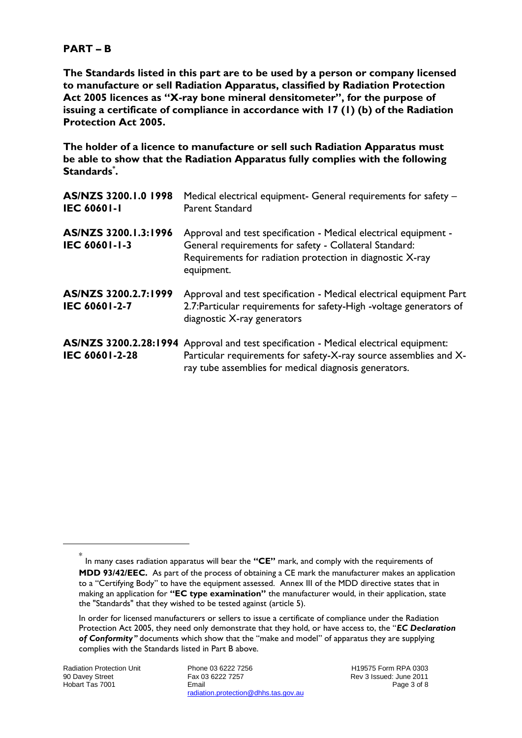## PART – B

**The Standards listed in this part are to be used by a person or company licensed to manufacture or sell Radiation Apparatus, classified by Radiation Protection Act 2005 licences as "X-ray bone mineral densitometer", for the purpose of issuing a certificate of compliance in accordance with 17 (1) (b) of the Radiation Protection Act 2005.**

**The holder of a licence to manufacture or sell such Radiation Apparatus must be able to show that the Radiation Apparatus fully complies with the following Standards[*].**

| | |
|---|---|
| **AS/NZS 3200.1.0 1998**<br>**IEC 60601-1** | Medical electrical equipment- General requirements for safety – Parent Standard |
| **AS/NZS 3200.1.3:1996**<br>**IEC 60601-1-3** | Approval and test specification - Medical electrical equipment - General requirements for safety - Collateral Standard: Requirements for radiation protection in diagnostic X-ray equipment. |
| **AS/NZS 3200.2.7:1999**<br>**IEC 60601-2-7** | Approval and test specification - Medical electrical equipment Part 2.7:Particular requirements for safety-High -voltage generators of diagnostic X-ray generators |
| **AS/NZS 3200.2.28:1994**<br>**IEC 60601-2-28** | Approval and test specification - Medical electrical equipment: Particular requirements for safety-X-ray source assemblies and X-ray tube assemblies for medical diagnosis generators. |

---

[*] In many cases radiation apparatus will bear the **"CE"** mark, and comply with the requirements of **MDD 93/42/EEC.** As part of the process of obtaining a CE mark the manufacturer makes an application to a "Certifying Body" to have the equipment assessed. Annex III of the MDD directive states that in making an application for **"EC type examination"** the manufacturer would, in their application, state the "Standards" that they wished to be tested against (article 5).

In order for licensed manufacturers or sellers to issue a certificate of compliance under the Radiation Protection Act 2005, they need only demonstrate that they hold, or have access to, the "***EC Declaration of Conformity"*** documents which show that the "make and model" of apparatus they are supplying complies with the Standards listed in Part B above.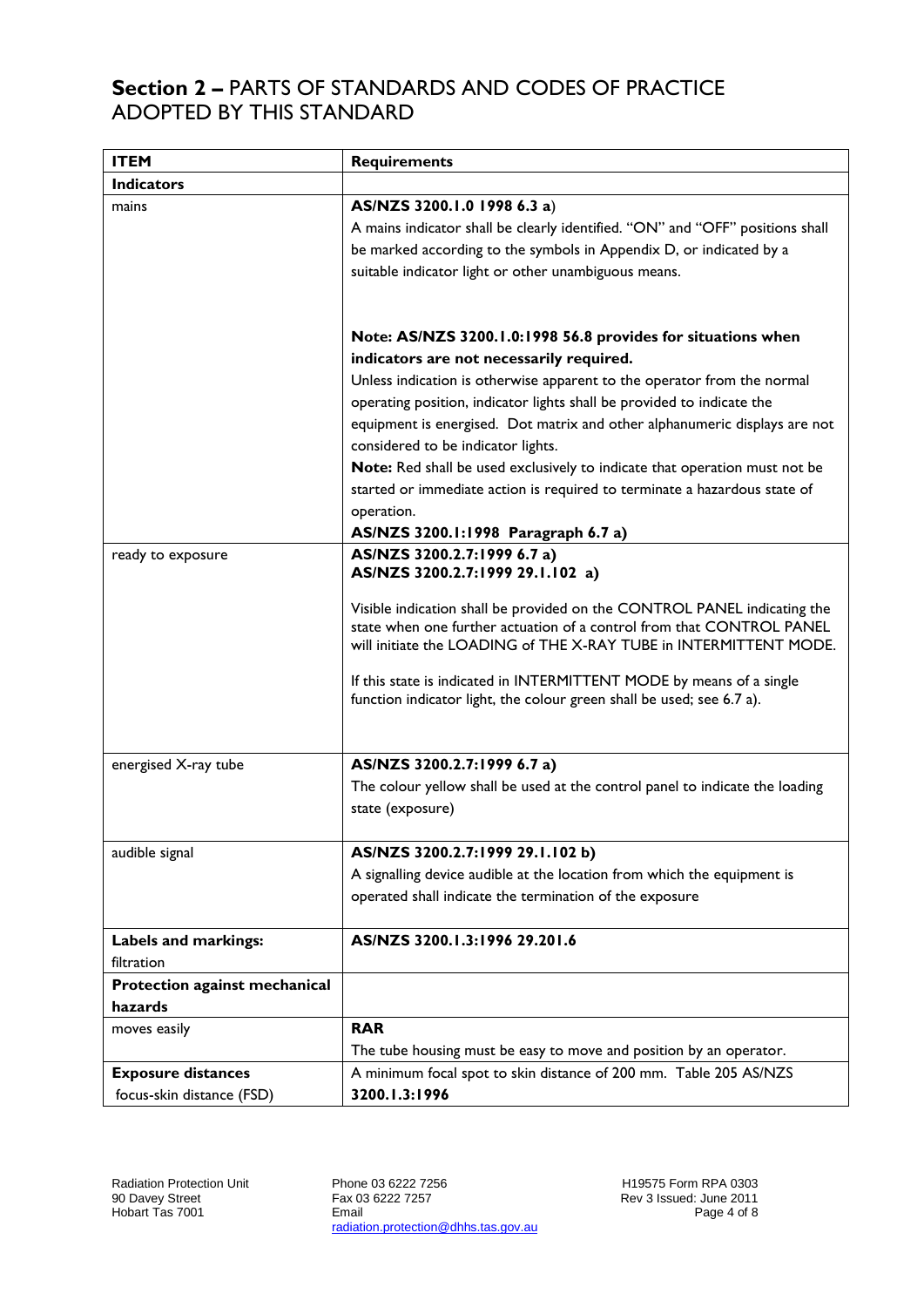## Section 2 – PARTS OF STANDARDS AND CODES OF PRACTICE ADOPTED BY THIS STANDARD

| ITEM | Requirements |
|---|---|
| **Indicators** | |
| mains | **AS/NZS 3200.1.0 1998 6.3 a**)<br>A mains indicator shall be clearly identified. "ON" and "OFF" positions shall be marked according to the symbols in Appendix D, or indicated by a suitable indicator light or other unambiguous means.<br><br>**Note: AS/NZS 3200.1.0:1998 56.8 provides for situations when indicators are not necessarily required.**<br>Unless indication is otherwise apparent to the operator from the normal operating position, indicator lights shall be provided to indicate the equipment is energised. Dot matrix and other alphanumeric displays are not considered to be indicator lights.<br>**Note:** Red shall be used exclusively to indicate that operation must not be started or immediate action is required to terminate a hazardous state of operation.<br>**AS/NZS 3200.1:1998 Paragraph 6.7 a)** |
| ready to exposure | **AS/NZS 3200.2.7:1999 6.7 a)**<br>**AS/NZS 3200.2.7:1999 29.1.102 a)**<br><br>Visible indication shall be provided on the CONTROL PANEL indicating the state when one further actuation of a control from that CONTROL PANEL will initiate the LOADING of THE X-RAY TUBE in INTERMITTENT MODE.<br><br>If this state is indicated in INTERMITTENT MODE by means of a single function indicator light, the colour green shall be used; see 6.7 a). |
| energised X-ray tube | **AS/NZS 3200.2.7:1999 6.7 a)**<br>The colour yellow shall be used at the control panel to indicate the loading state (exposure) |
| audible signal | **AS/NZS 3200.2.7:1999 29.1.102 b)**<br>A signalling device audible at the location from which the equipment is operated shall indicate the termination of the exposure |
| **Labels and markings:**<br>filtration | **AS/NZS 3200.1.3:1996 29.201.6** |
| **Protection against mechanical hazards** | |
| moves easily | **RAR**<br>The tube housing must be easy to move and position by an operator. |
| **Exposure distances**<br>focus-skin distance (FSD) | A minimum focal spot to skin distance of 200 mm. Table 205 AS/NZS **3200.1.3:1996** |

Radiation Protection Unit
90 Davey Street
Hobart Tas 7001

Phone 03 6222 7256
Fax 03 6222 7257
Email
radiation.protection@dhhs.tas.gov.au

H19575 Form RPA 0303
Rev 3 Issued: June 2011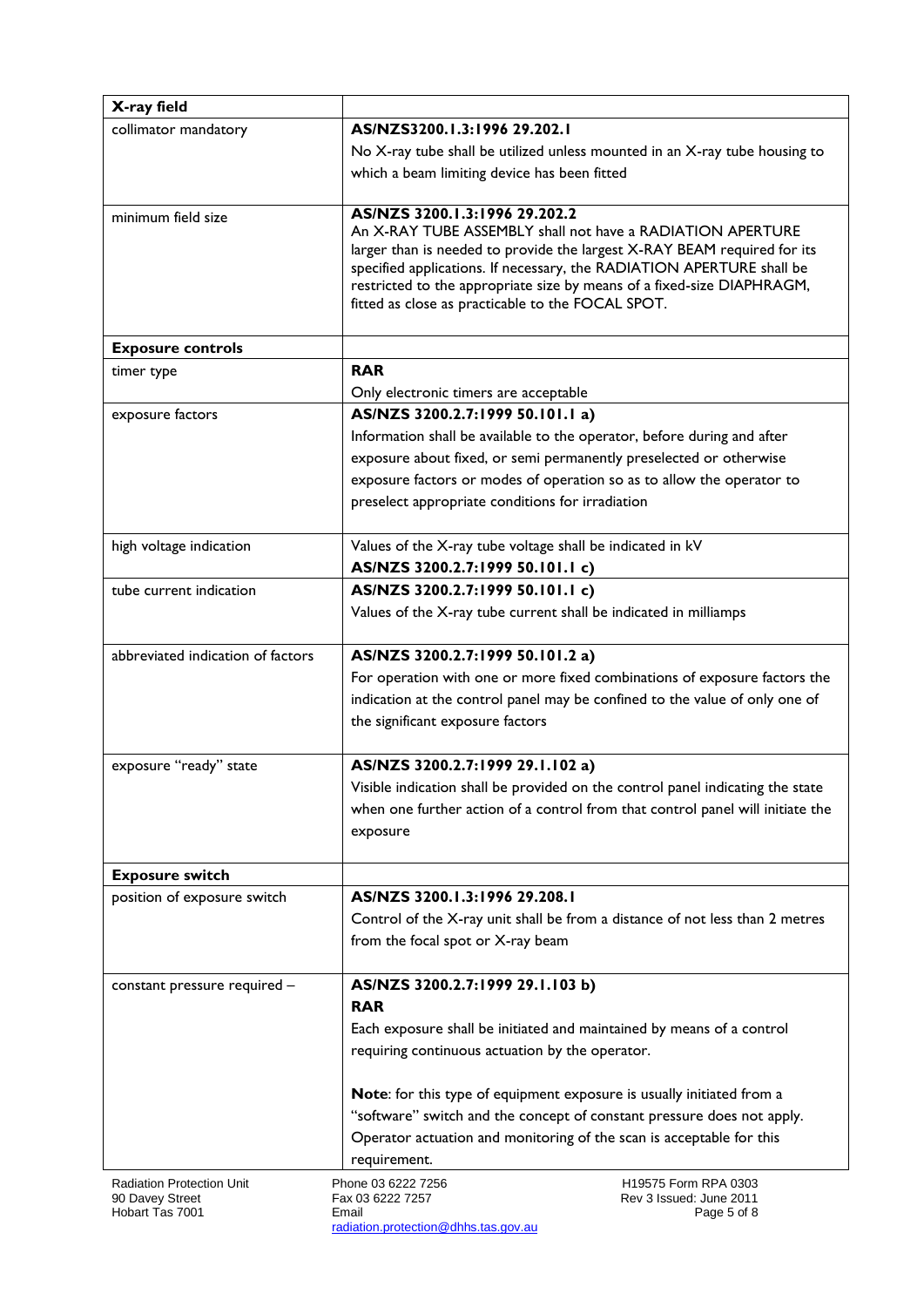| **X-ray field** | |
|---|---|
| collimator mandatory | **AS/NZS3200.1.3:1996 29.202.1**<br>No X-ray tube shall be utilized unless mounted in an X-ray tube housing to which a beam limiting device has been fitted |
| minimum field size | **AS/NZS 3200.1.3:1996 29.202.2**<br>An X-RAY TUBE ASSEMBLY shall not have a RADIATION APERTURE larger than is needed to provide the largest X-RAY BEAM required for its specified applications. If necessary, the RADIATION APERTURE shall be restricted to the appropriate size by means of a fixed-size DIAPHRAGM, fitted as close as practicable to the FOCAL SPOT. |
| **Exposure controls** | |
| timer type | **RAR**<br>Only electronic timers are acceptable |
| exposure factors | **AS/NZS 3200.2.7:1999 50.101.1 a)**<br>Information shall be available to the operator, before during and after exposure about fixed, or semi permanently preselected or otherwise exposure factors or modes of operation so as to allow the operator to preselect appropriate conditions for irradiation |
| high voltage indication | Values of the X-ray tube voltage shall be indicated in kV<br>**AS/NZS 3200.2.7:1999 50.101.1 c)** |
| tube current indication | **AS/NZS 3200.2.7:1999 50.101.1 c)**<br>Values of the X-ray tube current shall be indicated in milliamps |
| abbreviated indication of factors | **AS/NZS 3200.2.7:1999 50.101.2 a)**<br>For operation with one or more fixed combinations of exposure factors the indication at the control panel may be confined to the value of only one of the significant exposure factors |
| exposure "ready" state | **AS/NZS 3200.2.7:1999 29.1.102 a)**<br>Visible indication shall be provided on the control panel indicating the state when one further action of a control from that control panel will initiate the exposure |
| **Exposure switch** | |
| position of exposure switch | **AS/NZS 3200.1.3:1996 29.208.1**<br>Control of the X-ray unit shall be from a distance of not less than 2 metres from the focal spot or X-ray beam |
| constant pressure required – | **AS/NZS 3200.2.7:1999 29.1.103 b)**<br>**RAR**<br>Each exposure shall be initiated and maintained by means of a control requiring continuous actuation by the operator.<br><br>**Note**: for this type of equipment exposure is usually initiated from a "software" switch and the concept of constant pressure does not apply. Operator actuation and monitoring of the scan is acceptable for this requirement. |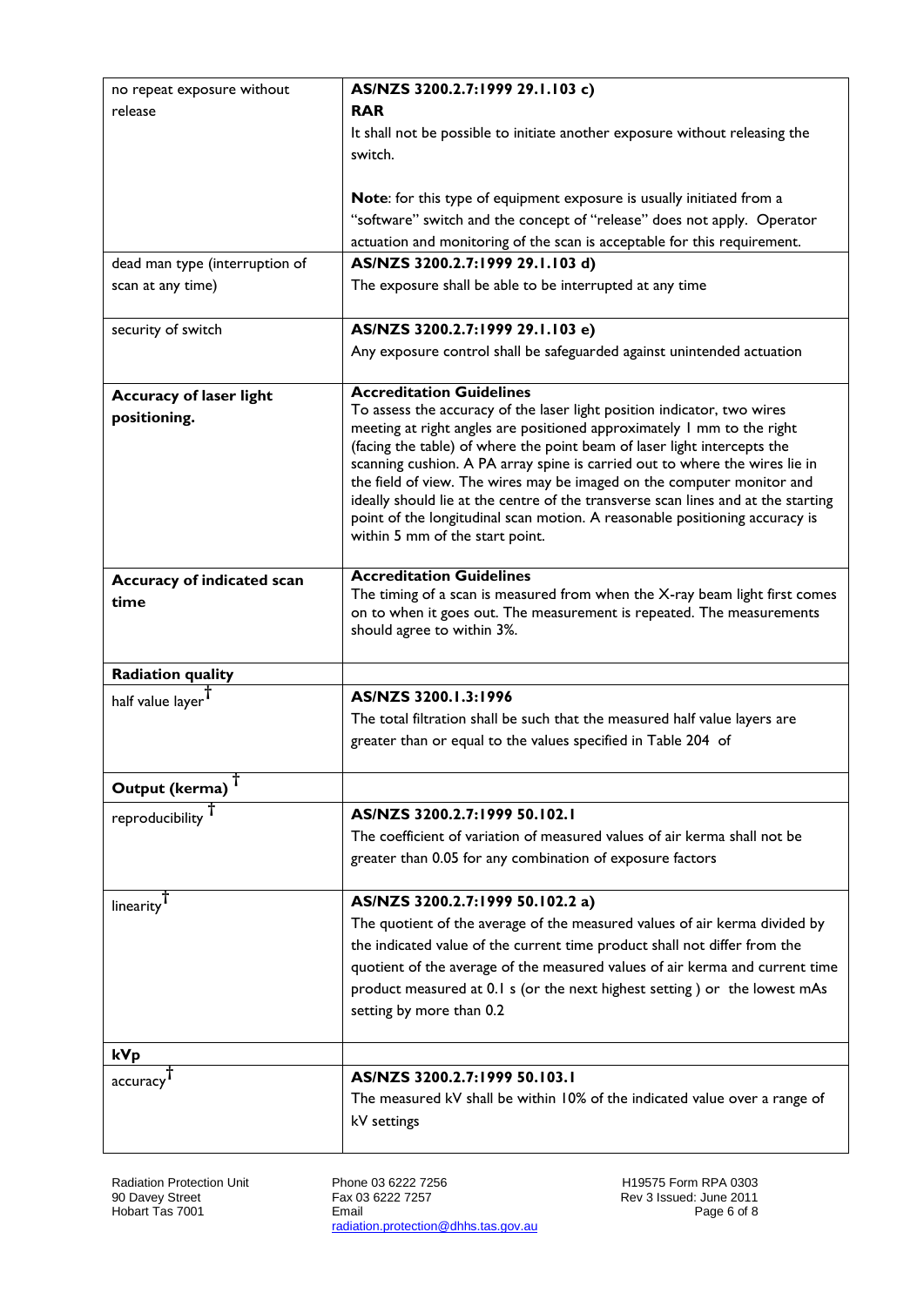| | |
|---|---|
| no repeat exposure without release | **AS/NZS 3200.2.7:1999 29.1.103 c)**<br>**RAR**<br>It shall not be possible to initiate another exposure without releasing the switch.<br><br>**Note**: for this type of equipment exposure is usually initiated from a "software" switch and the concept of "release" does not apply. Operator actuation and monitoring of the scan is acceptable for this requirement. |
| dead man type (interruption of scan at any time) | **AS/NZS 3200.2.7:1999 29.1.103 d)**<br>The exposure shall be able to be interrupted at any time |
| security of switch | **AS/NZS 3200.2.7:1999 29.1.103 e)**<br>Any exposure control shall be safeguarded against unintended actuation |
| **Accuracy of laser light positioning.** | **Accreditation Guidelines**<br>To assess the accuracy of the laser light position indicator, two wires meeting at right angles are positioned approximately 1 mm to the right (facing the table) of where the point beam of laser light intercepts the scanning cushion. A PA array spine is carried out to where the wires lie in the field of view. The wires may be imaged on the computer monitor and ideally should lie at the centre of the transverse scan lines and at the starting point of the longitudinal scan motion. A reasonable positioning accuracy is within 5 mm of the start point. |
| **Accuracy of indicated scan time** | **Accreditation Guidelines**<br>The timing of a scan is measured from when the X-ray beam light first comes on to when it goes out. The measurement is repeated. The measurements should agree to within 3%. |
| **Radiation quality** | |
| half value layer † | **AS/NZS 3200.1.3:1996**<br>The total filtration shall be such that the measured half value layers are greater than or equal to the values specified in Table 204 of |
| **Output (kerma)** † | |
| reproducibility † | **AS/NZS 3200.2.7:1999 50.102.1**<br>The coefficient of variation of measured values of air kerma shall not be greater than 0.05 for any combination of exposure factors |
| linearity † | **AS/NZS 3200.2.7:1999 50.102.2 a)**<br>The quotient of the average of the measured values of air kerma divided by the indicated value of the current time product shall not differ from the quotient of the average of the measured values of air kerma and current time product measured at 0.1 s (or the next highest setting ) or the lowest mAs setting by more than 0.2 |
| **kVp** | |
| accuracy † | **AS/NZS 3200.2.7:1999 50.103.1**<br>The measured kV shall be within 10% of the indicated value over a range of kV settings |

Radiation Protection Unit
90 Davey Street
Hobart Tas 7001

Phone 03 6222 7256
Fax 03 6222 7257
Email
radiation.protection@dhhs.tas.gov.au

H19575 Form RPA 0303
Rev 3 Issued: June 2011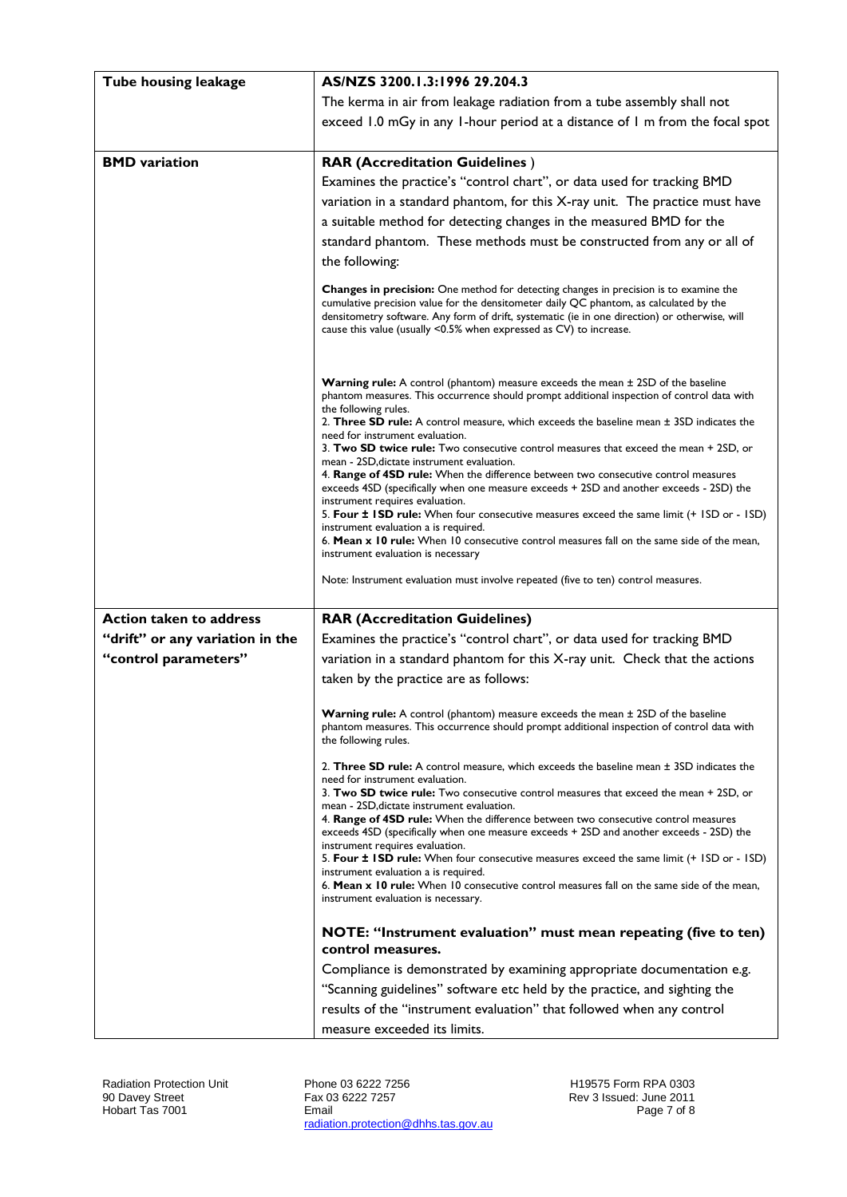| | |
|---|---|
| **Tube housing leakage** | **AS/NZS 3200.1.3:1996 29.204.3**<br>The kerma in air from leakage radiation from a tube assembly shall not exceed 1.0 mGy in any 1-hour period at a distance of 1 m from the focal spot |
| **BMD variation** | **RAR (Accreditation Guidelines )**<br>Examines the practice's "control chart", or data used for tracking BMD variation in a standard phantom, for this X-ray unit. The practice must have a suitable method for detecting changes in the measured BMD for the standard phantom. These methods must be constructed from any or all of the following:<br><br>**Changes in precision:** One method for detecting changes in precision is to examine the cumulative precision value for the densitometer daily QC phantom, as calculated by the densitometry software. Any form of drift, systematic (ie in one direction) or otherwise, will cause this value (usually <0.5% when expressed as CV) to increase.<br><br>**Warning rule:** A control (phantom) measure exceeds the mean ± 2SD of the baseline phantom measures. This occurrence should prompt additional inspection of control data with the following rules.<br>2. **Three SD rule:** A control measure, which exceeds the baseline mean ± 3SD indicates the need for instrument evaluation.<br>3. **Two SD twice rule:** Two consecutive control measures that exceed the mean + 2SD, or mean - 2SD,dictate instrument evaluation.<br>4. **Range of 4SD rule:** When the difference between two consecutive control measures exceeds 4SD (specifically when one measure exceeds + 2SD and another exceeds - 2SD) the instrument requires evaluation.<br>5. **Four ± 1SD rule:** When four consecutive measures exceed the same limit (+ 1SD or - 1SD) instrument evaluation a is required.<br>6. **Mean x 10 rule:** When 10 consecutive control measures fall on the same side of the mean, instrument evaluation is necessary<br><br>Note: Instrument evaluation must involve repeated (five to ten) control measures. |
| **Action taken to address "drift" or any variation in the "control parameters"** | **RAR (Accreditation Guidelines)**<br>Examines the practice's "control chart", or data used for tracking BMD variation in a standard phantom for this X-ray unit. Check that the actions taken by the practice are as follows:<br><br>**Warning rule:** A control (phantom) measure exceeds the mean ± 2SD of the baseline phantom measures. This occurrence should prompt additional inspection of control data with the following rules.<br><br>2. **Three SD rule:** A control measure, which exceeds the baseline mean ± 3SD indicates the need for instrument evaluation.<br>3. **Two SD twice rule:** Two consecutive control measures that exceed the mean + 2SD, or mean - 2SD,dictate instrument evaluation.<br>4. **Range of 4SD rule:** When the difference between two consecutive control measures exceeds 4SD (specifically when one measure exceeds + 2SD and another exceeds - 2SD) the instrument requires evaluation.<br>5. **Four ± 1SD rule:** When four consecutive measures exceed the same limit (+ 1SD or - 1SD) instrument evaluation a is required.<br>6. **Mean x 10 rule:** When 10 consecutive control measures fall on the same side of the mean, instrument evaluation is necessary.<br><br>**NOTE: "Instrument evaluation" must mean repeating (five to ten) control measures.**<br>Compliance is demonstrated by examining appropriate documentation e.g. "Scanning guidelines" software etc held by the practice, and sighting the results of the "instrument evaluation" that followed when any control measure exceeded its limits. |

Radiation Protection Unit
90 Davey Street
Hobart Tas 7001

Phone 03 6222 7256
Fax 03 6222 7257
Email
radiation.protection@dhhs.tas.gov.au

H19575 Form RPA 0303
Rev 3 Issued: June 2011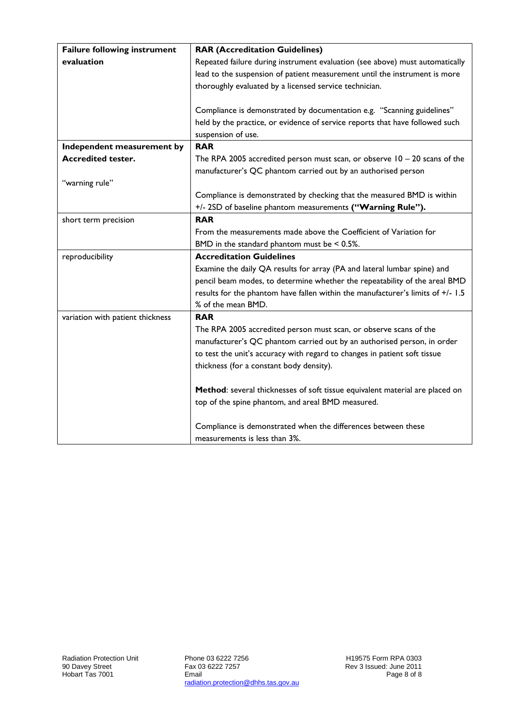| | |
|---|---|
| **Failure following instrument evaluation** | **RAR (Accreditation Guidelines)**<br>Repeated failure during instrument evaluation (see above) must automatically lead to the suspension of patient measurement until the instrument is more thoroughly evaluated by a licensed service technician.<br><br>Compliance is demonstrated by documentation e.g. "Scanning guidelines" held by the practice, or evidence of service reports that have followed such suspension of use. |
| **Independent measurement by Accredited tester.**<br><br>"warning rule" | **RAR**<br>The RPA 2005 accredited person must scan, or observe 10 – 20 scans of the manufacturer's QC phantom carried out by an authorised person<br><br>Compliance is demonstrated by checking that the measured BMD is within +/- 2SD of baseline phantom measurements **("Warning Rule").** |
| short term precision | **RAR**<br>From the measurements made above the Coefficient of Variation for BMD in the standard phantom must be < 0.5%. |
| reproducibility | **Accreditation Guidelines**<br>Examine the daily QA results for array (PA and lateral lumbar spine) and pencil beam modes, to determine whether the repeatability of the areal BMD results for the phantom have fallen within the manufacturer's limits of +/- 1.5 % of the mean BMD. |
| variation with patient thickness | **RAR**<br>The RPA 2005 accredited person must scan, or observe scans of the manufacturer's QC phantom carried out by an authorised person, in order to test the unit's accuracy with regard to changes in patient soft tissue thickness (for a constant body density).<br><br>**Method**: several thicknesses of soft tissue equivalent material are placed on top of the spine phantom, and areal BMD measured.<br><br>Compliance is demonstrated when the differences between these measurements is less than 3%. |